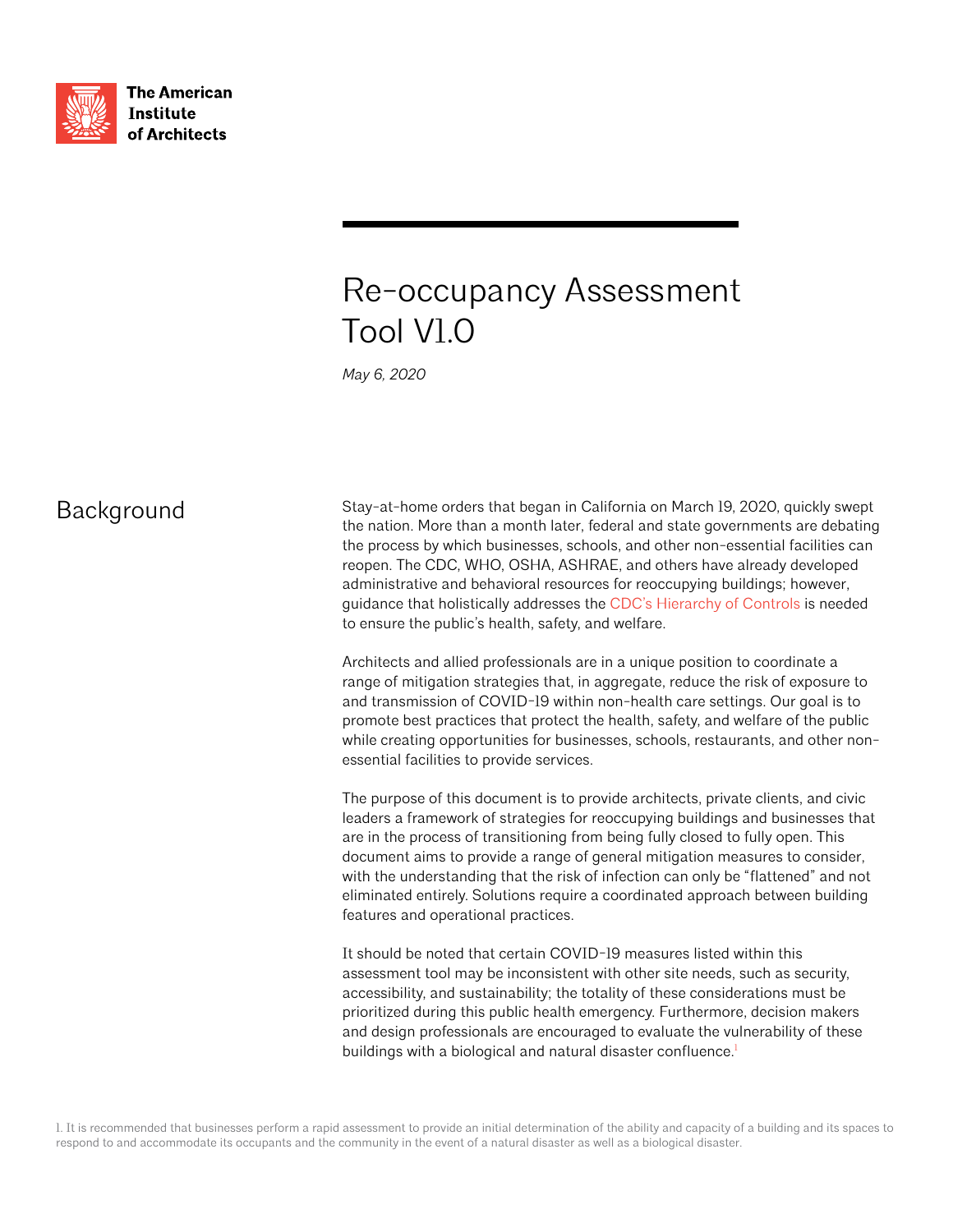The American Institute of Architects

# Re-occupancy Assessment Tool V1.0

*May 6, 2020*

## Background

Stay-at-home orders that began in California on March 19, 2020, quickly swept the nation. More than a month later, federal and state governments are debating the process by which businesses, schools, and other non-essential facilities can reopen. The CDC, WHO, OSHA, ASHRAE, and others have already developed administrative and behavioral resources for reoccupying buildings; however, guidance that holistically addresses the CDC's Hierarchy of Controls is needed to ensure the public's health, safety, and welfare.

Architects and allied professionals are in a unique position to coordinate a range of mitigation strategies that, in aggregate, reduce the risk of exposure to and transmission of COVID-19 within non-health care settings. Our goal is to promote best practices that protect the health, safety, and welfare of the public while creating opportunities for businesses, schools, restaurants, and other non-essential facilities to provide services.

The purpose of this document is to provide architects, private clients, and civic leaders a framework of strategies for reoccupying buildings and businesses that are in the process of transitioning from being fully closed to fully open. This document aims to provide a range of general mitigation measures to consider, with the understanding that the risk of infection can only be "flattened" and not eliminated entirely. Solutions require a coordinated approach between building features and operational practices.

It should be noted that certain COVID-19 measures listed within this assessment tool may be inconsistent with other site needs, such as security, accessibility, and sustainability; the totality of these considerations must be prioritized during this public health emergency. Furthermore, decision makers and design professionals are encouraged to evaluate the vulnerability of these buildings with a biological and natural disaster confluence.[1]

1. It is recommended that businesses perform a rapid assessment to provide an initial determination of the ability and capacity of a building and its spaces to respond to and accommodate its occupants and the community in the event of a natural disaster as well as a biological disaster.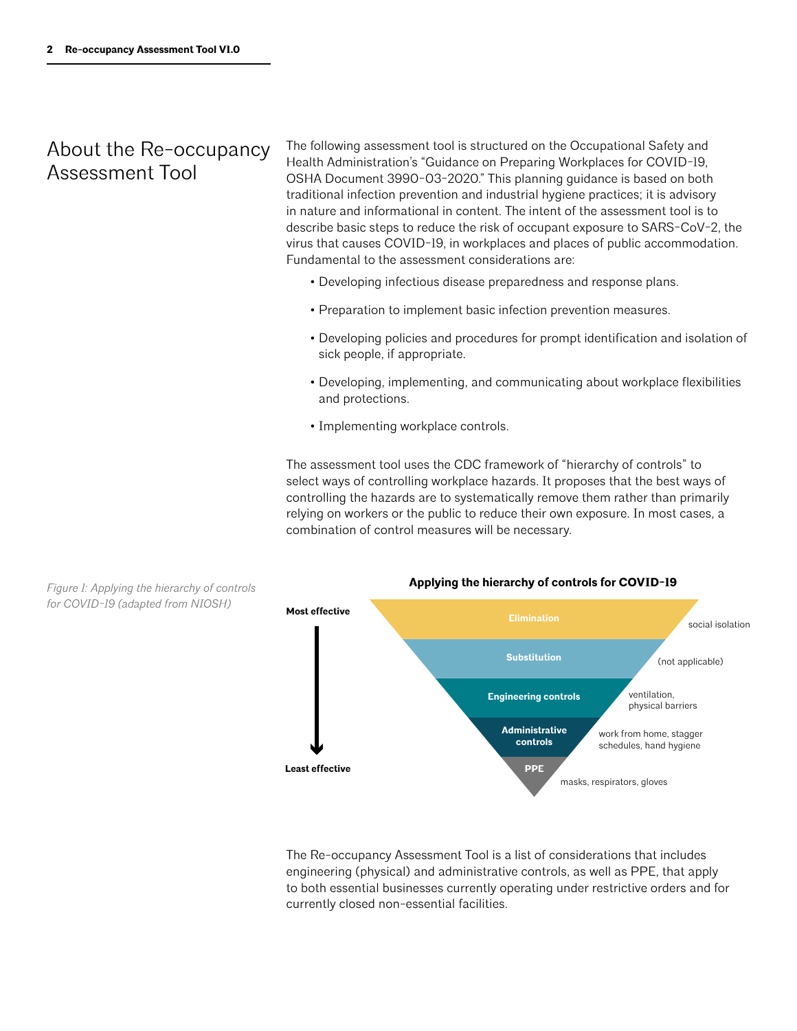# About the Re-occupancy Assessment Tool

The following assessment tool is structured on the Occupational Safety and Health Administration's "Guidance on Preparing Workplaces for COVID-19, OSHA Document 3990-03-2020." This planning guidance is based on both traditional infection prevention and industrial hygiene practices; it is advisory in nature and informational in content. The intent of the assessment tool is to describe basic steps to reduce the risk of occupant exposure to SARS-CoV-2, the virus that causes COVID-19, in workplaces and places of public accommodation. Fundamental to the assessment considerations are:

- Developing infectious disease preparedness and response plans.
- Preparation to implement basic infection prevention measures.
- Developing policies and procedures for prompt identification and isolation of sick people, if appropriate.
- Developing, implementing, and communicating about workplace flexibilities and protections.
- Implementing workplace controls.

The assessment tool uses the CDC framework of "hierarchy of controls" to select ways of controlling workplace hazards. It proposes that the best ways of controlling the hazards are to systematically remove them rather than primarily relying on workers or the public to reduce their own exposure. In most cases, a combination of control measures will be necessary.

*Figure 1: Applying the hierarchy of controls for COVID-19 (adapted from NIOSH)*

**Applying the hierarchy of controls for COVID-19**

Most effective → Least effective

| Control | Examples |
|---|---|
| Elimination | social isolation |
| Substitution | (not applicable) |
| Engineering controls | ventilation, physical barriers |
| Administrative controls | work from home, stagger schedules, hand hygiene |
| PPE | masks, respirators, gloves |

The Re-occupancy Assessment Tool is a list of considerations that includes engineering (physical) and administrative controls, as well as PPE, that apply to both essential businesses currently operating under restrictive orders and for currently closed non-essential facilities.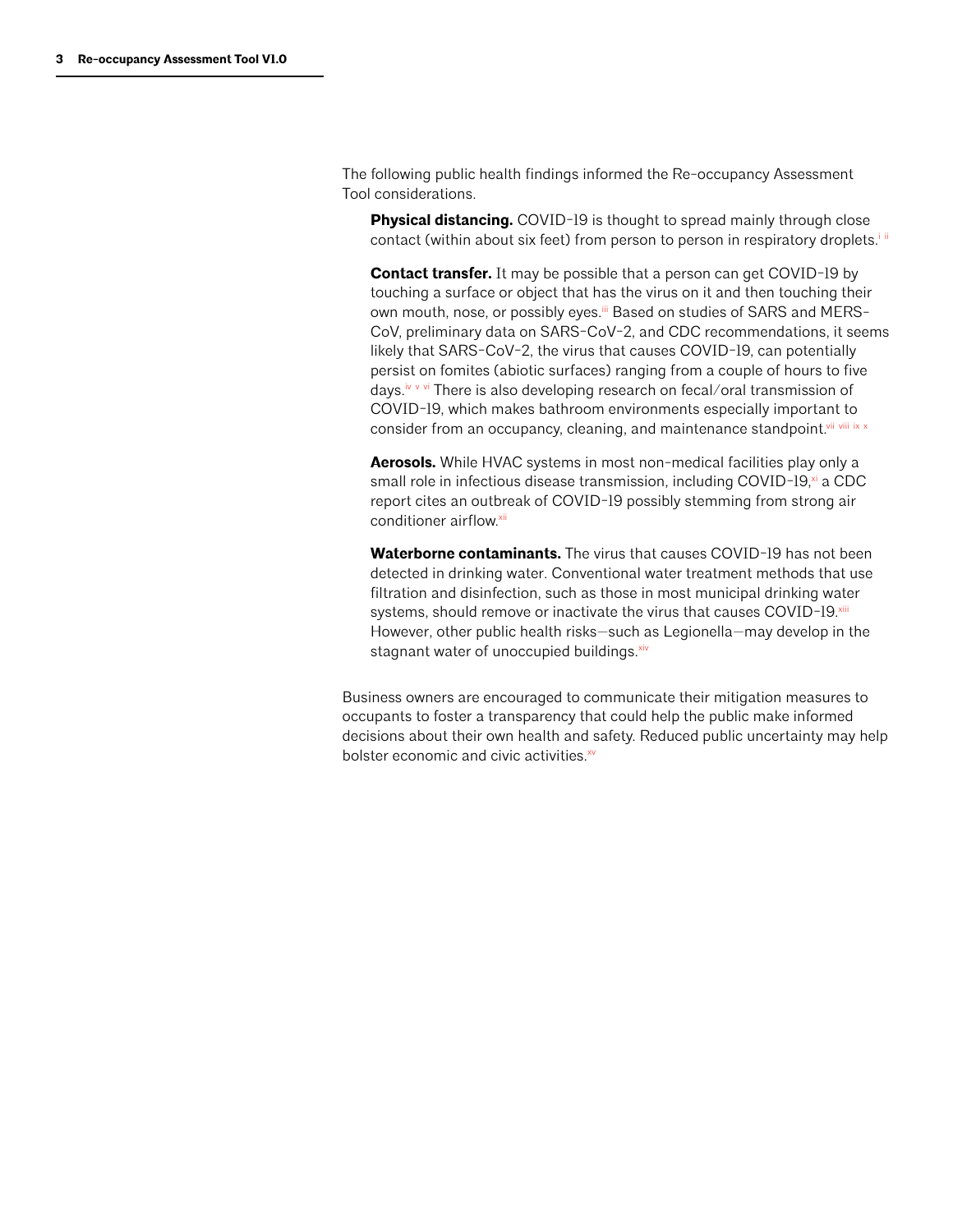The following public health findings informed the Re-occupancy Assessment Tool considerations.

**Physical distancing.** COVID-19 is thought to spread mainly through close contact (within about six feet) from person to person in respiratory droplets.[i, ii]

**Contact transfer.** It may be possible that a person can get COVID-19 by touching a surface or object that has the virus on it and then touching their own mouth, nose, or possibly eyes.[iii] Based on studies of SARS and MERS-CoV, preliminary data on SARS-CoV-2, and CDC recommendations, it seems likely that SARS-CoV-2, the virus that causes COVID-19, can potentially persist on fomites (abiotic surfaces) ranging from a couple of hours to five days.[iv, v, vi] There is also developing research on fecal/oral transmission of COVID-19, which makes bathroom environments especially important to consider from an occupancy, cleaning, and maintenance standpoint.[vii, viii, ix, x]

**Aerosols.** While HVAC systems in most non-medical facilities play only a small role in infectious disease transmission, including COVID-19,[xi] a CDC report cites an outbreak of COVID-19 possibly stemming from strong air conditioner airflow.[xii]

**Waterborne contaminants.** The virus that causes COVID-19 has not been detected in drinking water. Conventional water treatment methods that use filtration and disinfection, such as those in most municipal drinking water systems, should remove or inactivate the virus that causes COVID-19.[xiii] However, other public health risks—such as Legionella—may develop in the stagnant water of unoccupied buildings.[xiv]

Business owners are encouraged to communicate their mitigation measures to occupants to foster a transparency that could help the public make informed decisions about their own health and safety. Reduced public uncertainty may help bolster economic and civic activities.[xv]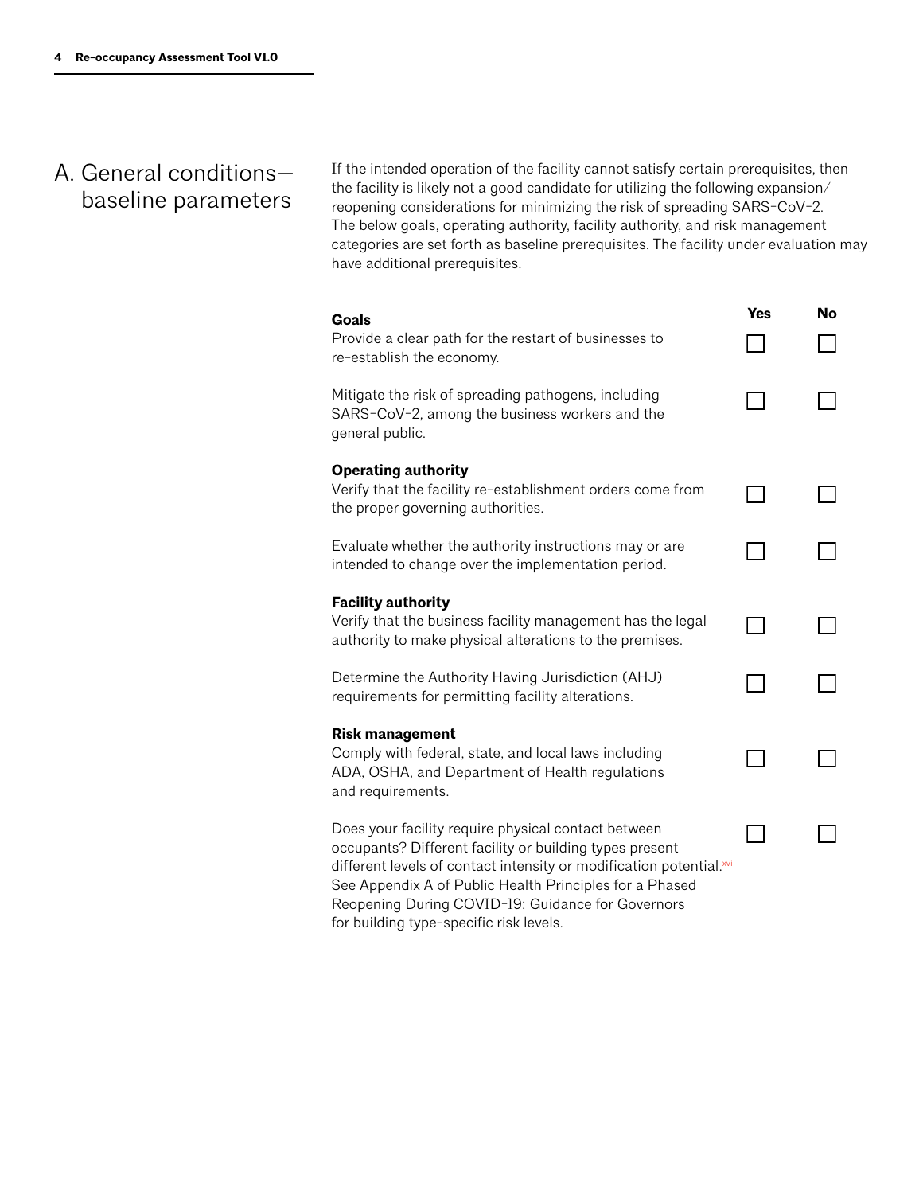## A. General conditions—baseline parameters

If the intended operation of the facility cannot satisfy certain prerequisites, then the facility is likely not a good candidate for utilizing the following expansion/reopening considerations for minimizing the risk of spreading SARS-CoV-2. The below goals, operating authority, facility authority, and risk management categories are set forth as baseline prerequisites. The facility under evaluation may have additional prerequisites.

| | Yes | No |
|---|---|---|
| **Goals** | | |
| Provide a clear path for the restart of businesses to re-establish the economy. | ☐ | ☐ |
| Mitigate the risk of spreading pathogens, including SARS-CoV-2, among the business workers and the general public. | ☐ | ☐ |
| **Operating authority** | | |
| Verify that the facility re-establishment orders come from the proper governing authorities. | ☐ | ☐ |
| Evaluate whether the authority instructions may or are intended to change over the implementation period. | ☐ | ☐ |
| **Facility authority** | | |
| Verify that the business facility management has the legal authority to make physical alterations to the premises. | ☐ | ☐ |
| Determine the Authority Having Jurisdiction (AHJ) requirements for permitting facility alterations. | ☐ | ☐ |
| **Risk management** | | |
| Comply with federal, state, and local laws including ADA, OSHA, and Department of Health regulations and requirements. | ☐ | ☐ |
| Does your facility require physical contact between occupants? Different facility or building types present different levels of contact intensity or modification potential.[xvi] See Appendix A of Public Health Principles for a Phased Reopening During COVID-19: Guidance for Governors for building type-specific risk levels. | ☐ | ☐ |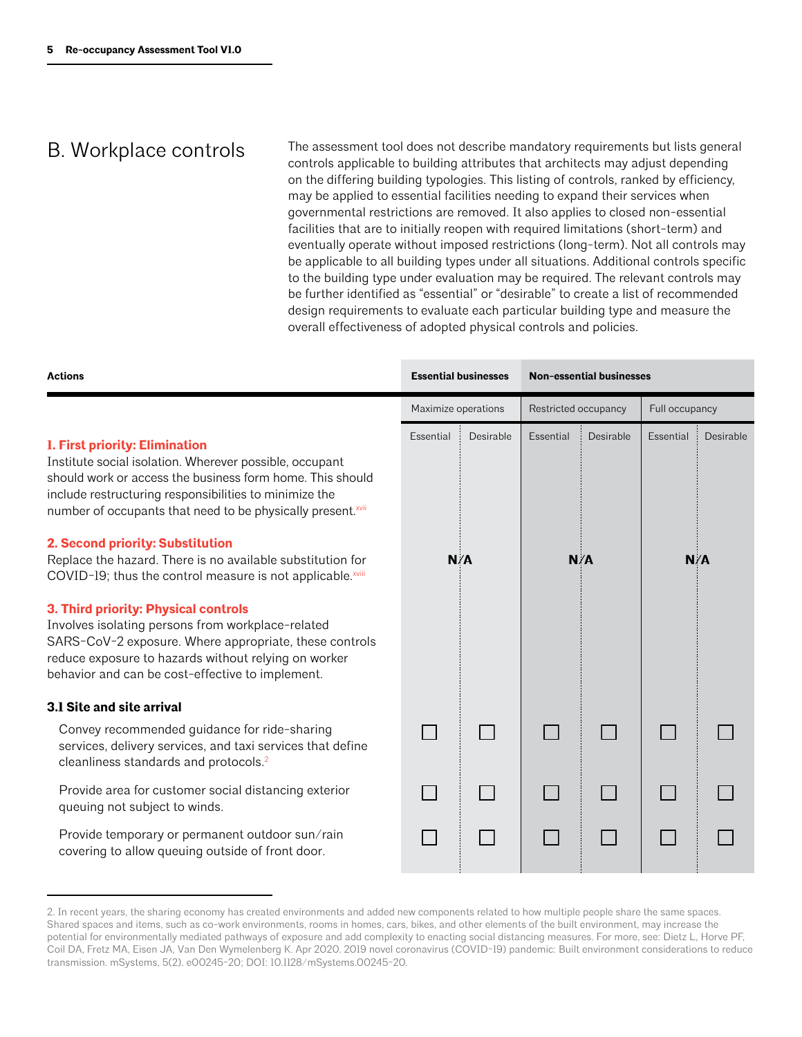## B. Workplace controls

The assessment tool does not describe mandatory requirements but lists general controls applicable to building attributes that architects may adjust depending on the differing building typologies. This listing of controls, ranked by efficiency, may be applied to essential facilities needing to expand their services when governmental restrictions are removed. It also applies to closed non-essential facilities that are to initially reopen with required limitations (short-term) and eventually operate without imposed restrictions (long-term). Not all controls may be applicable to all building types under all situations. Additional controls specific to the building type under evaluation may be required. The relevant controls may be further identified as "essential" or "desirable" to create a list of recommended design requirements to evaluate each particular building type and measure the overall effectiveness of adopted physical controls and policies.

| Actions | Essential businesses | | Non-essential businesses | | | |
|---|---|---|---|---|---|---|
| | Maximize operations | | Restricted occupancy | | Full occupancy | |
| | Essential | Desirable | Essential | Desirable | Essential | Desirable |
| **1. First priority: Elimination**<br>Institute social isolation. Wherever possible, occupant should work or access the business form home. This should include restructuring responsibilities to minimize the number of occupants that need to be physically present.[xvii]<br><br>**2. Second priority: Substitution**<br>Replace the hazard. There is no available substitution for COVID-19; thus the control measure is not applicable.[xviii]<br><br>**3. Third priority: Physical controls**<br>Involves isolating persons from workplace-related SARS-CoV-2 exposure. Where appropriate, these controls reduce exposure to hazards without relying on worker behavior and can be cost-effective to implement. | N/A | | N/A | | N/A | |
| **3.1 Site and site arrival** | | | | | | |
| Convey recommended guidance for ride-sharing services, delivery services, and taxi services that define cleanliness standards and protocols.[2] | ☐ | ☐ | ☐ | ☐ | ☐ | ☐ |
| Provide area for customer social distancing exterior queuing not subject to winds. | ☐ | ☐ | ☐ | ☐ | ☐ | ☐ |
| Provide temporary or permanent outdoor sun/rain covering to allow queuing outside of front door. | ☐ | ☐ | ☐ | ☐ | ☐ | ☐ |

2. In recent years, the sharing economy has created environments and added new components related to how multiple people share the same spaces. Shared spaces and items, such as co-work environments, rooms in homes, cars, bikes, and other elements of the built environment, may increase the potential for environmentally mediated pathways of exposure and add complexity to enacting social distancing measures. For more, see: Dietz L, Horve PF, Coil DA, Fretz MA, Eisen JA, Van Den Wymelenberg K. Apr 2020. 2019 novel coronavirus (COVID-19) pandemic: Built environment considerations to reduce transmission. mSystems, 5(2). e00245-20; DOI: 10.1128/mSystems.00245-20.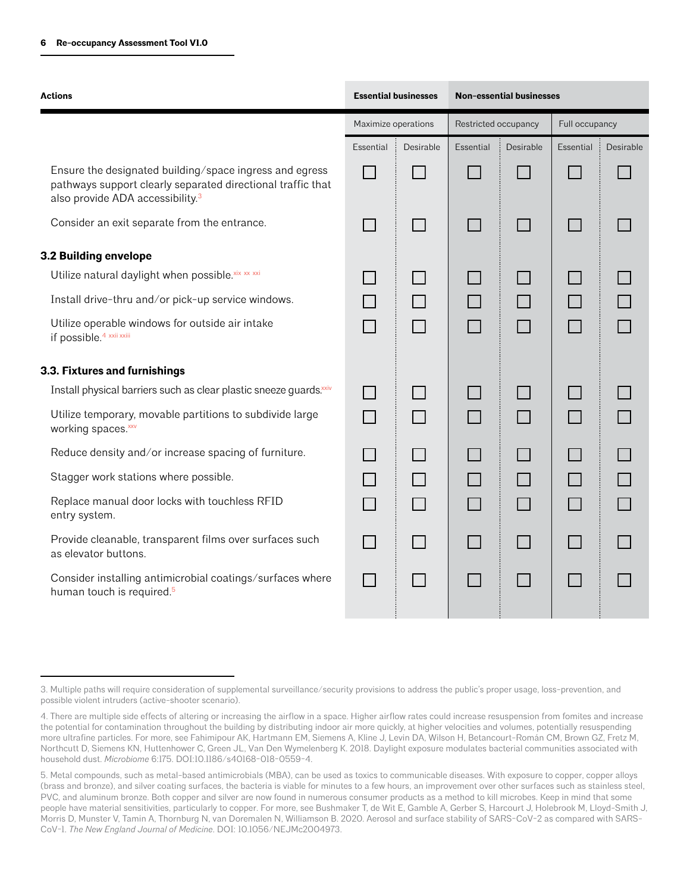| Actions | Essential businesses | | Non-essential businesses | | | |
|---|---|---|---|---|---|---|
| | Maximize operations | | Restricted occupancy | | Full occupancy | |
| | Essential | Desirable | Essential | Desirable | Essential | Desirable |
| Ensure the designated building/space ingress and egress pathways support clearly separated directional traffic that also provide ADA accessibility.[3] | ☐ | ☐ | ☐ | ☐ | ☐ | ☐ |
| Consider an exit separate from the entrance. | ☐ | ☐ | ☐ | ☐ | ☐ | ☐ |
| **3.2 Building envelope** | | | | | | |
| Utilize natural daylight when possible.[xix xx xxi] | ☐ | ☐ | ☐ | ☐ | ☐ | ☐ |
| Install drive-thru and/or pick-up service windows. | ☐ | ☐ | ☐ | ☐ | ☐ | ☐ |
| Utilize operable windows for outside air intake if possible.[4 xxii xxiii] | ☐ | ☐ | ☐ | ☐ | ☐ | ☐ |
| **3.3. Fixtures and furnishings** | | | | | | |
| Install physical barriers such as clear plastic sneeze guards.[xxiv] | ☐ | ☐ | ☐ | ☐ | ☐ | ☐ |
| Utilize temporary, movable partitions to subdivide large working spaces.[xxv] | ☐ | ☐ | ☐ | ☐ | ☐ | ☐ |
| Reduce density and/or increase spacing of furniture. | ☐ | ☐ | ☐ | ☐ | ☐ | ☐ |
| Stagger work stations where possible. | ☐ | ☐ | ☐ | ☐ | ☐ | ☐ |
| Replace manual door locks with touchless RFID entry system. | ☐ | ☐ | ☐ | ☐ | ☐ | ☐ |
| Provide cleanable, transparent films over surfaces such as elevator buttons. | ☐ | ☐ | ☐ | ☐ | ☐ | ☐ |
| Consider installing antimicrobial coatings/surfaces where human touch is required.[5] | ☐ | ☐ | ☐ | ☐ | ☐ | ☐ |

3. Multiple paths will require consideration of supplemental surveillance/security provisions to address the public's proper usage, loss-prevention, and possible violent intruders (active-shooter scenario).

4. There are multiple side effects of altering or increasing the airflow in a space. Higher airflow rates could increase resuspension from fomites and increase the potential for contamination throughout the building by distributing indoor air more quickly, at higher velocities and volumes, potentially resuspending more ultrafine particles. For more, see Fahimipour AK, Hartmann EM, Siemens A, Kline J, Levin DA, Wilson H, Betancourt-Román CM, Brown GZ, Fretz M, Northcutt D, Siemens KN, Huttenhower C, Green JL, Van Den Wymelenberg K. 2018. Daylight exposure modulates bacterial communities associated with household dust. *Microbiome* 6:175. DOI:10.1186/s40168-018-0559-4.

5. Metal compounds, such as metal-based antimicrobials (MBA), can be used as toxics to communicable diseases. With exposure to copper, copper alloys (brass and bronze), and silver coating surfaces, the bacteria is viable for minutes to a few hours, an improvement over other surfaces such as stainless steel, PVC, and aluminum bronze. Both copper and silver are now found in numerous consumer products as a method to kill microbes. Keep in mind that some people have material sensitivities, particularly to copper. For more, see Bushmaker T, de Wit E, Gamble A, Gerber S, Harcourt J, Holebrook M, Lloyd-Smith J, Morris D, Munster V, Tamin A, Thornburg N, van Doremalen N, Williamson B. 2020. Aerosol and surface stability of SARS-CoV-2 as compared with SARS-CoV-1. *The New England Journal of Medicine*. DOI: 10.1056/NEJMc2004973.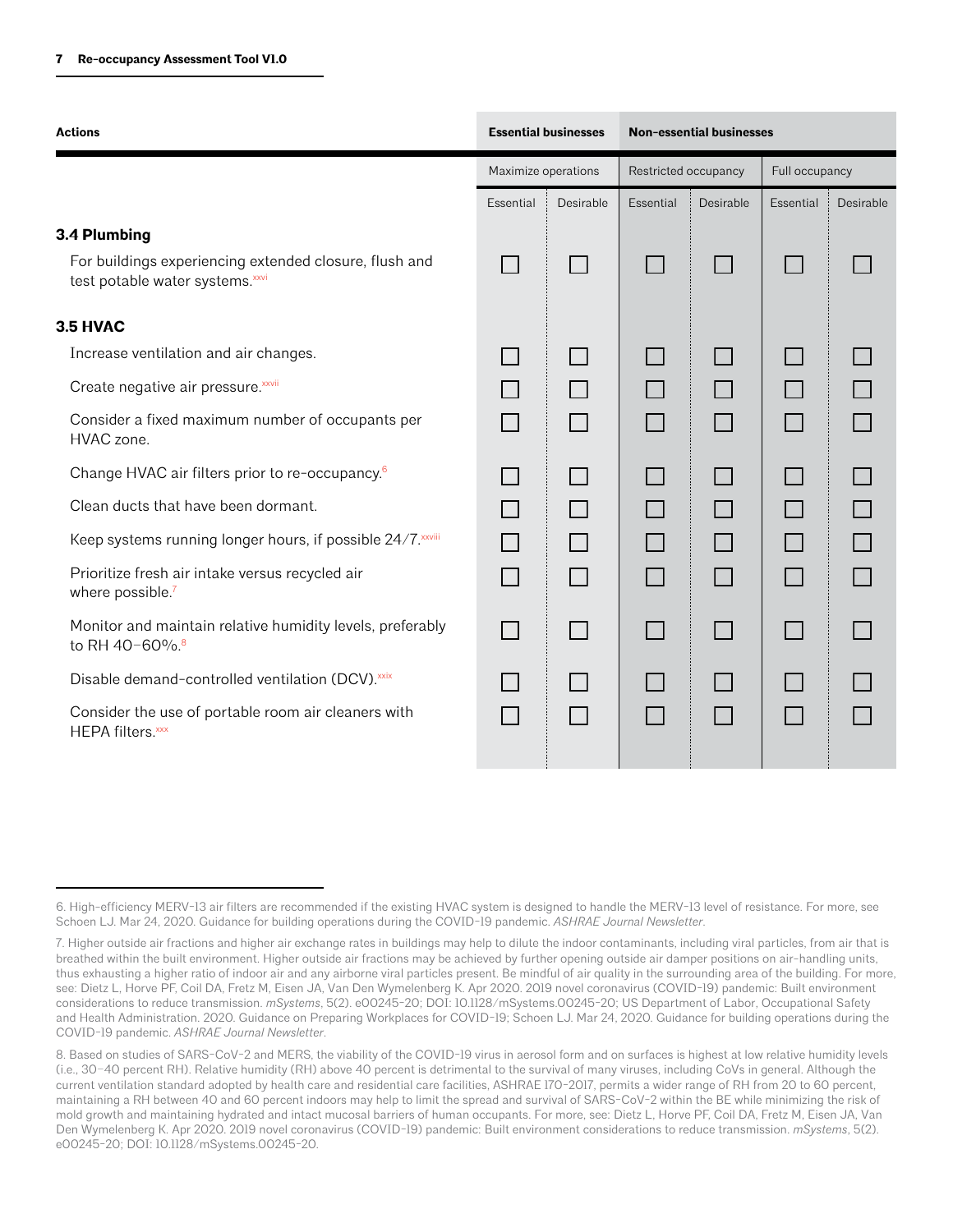| Actions | Essential businesses | | Non-essential businesses | | | |
|---|---|---|---|---|---|---|
| | Maximize operations | | Restricted occupancy | | Full occupancy | |
| | Essential | Desirable | Essential | Desirable | Essential | Desirable |
| **3.4 Plumbing** | | | | | | |
| For buildings experiencing extended closure, flush and test potable water systems.[xxvi] | ☐ | ☐ | ☐ | ☐ | ☐ | ☐ |
| **3.5 HVAC** | | | | | | |
| Increase ventilation and air changes. | ☐ | ☐ | ☐ | ☐ | ☐ | ☐ |
| Create negative air pressure.[xxvii] | ☐ | ☐ | ☐ | ☐ | ☐ | ☐ |
| Consider a fixed maximum number of occupants per HVAC zone. | ☐ | ☐ | ☐ | ☐ | ☐ | ☐ |
| Change HVAC air filters prior to re-occupancy.[6] | ☐ | ☐ | ☐ | ☐ | ☐ | ☐ |
| Clean ducts that have been dormant. | ☐ | ☐ | ☐ | ☐ | ☐ | ☐ |
| Keep systems running longer hours, if possible 24/7.[xxviii] | ☐ | ☐ | ☐ | ☐ | ☐ | ☐ |
| Prioritize fresh air intake versus recycled air where possible.[7] | ☐ | ☐ | ☐ | ☐ | ☐ | ☐ |
| Monitor and maintain relative humidity levels, preferably to RH 40–60%.[8] | ☐ | ☐ | ☐ | ☐ | ☐ | ☐ |
| Disable demand-controlled ventilation (DCV).[xxix] | ☐ | ☐ | ☐ | ☐ | ☐ | ☐ |
| Consider the use of portable room air cleaners with HEPA filters.[xxx] | ☐ | ☐ | ☐ | ☐ | ☐ | ☐ |

6. High-efficiency MERV-13 air filters are recommended if the existing HVAC system is designed to handle the MERV-13 level of resistance. For more, see Schoen LJ. Mar 24, 2020. Guidance for building operations during the COVID-19 pandemic. *ASHRAE Journal Newsletter*.

7. Higher outside air fractions and higher air exchange rates in buildings may help to dilute the indoor contaminants, including viral particles, from air that is breathed within the built environment. Higher outside air fractions may be achieved by further opening outside air damper positions on air-handling units, thus exhausting a higher ratio of indoor air and any airborne viral particles present. Be mindful of air quality in the surrounding area of the building. For more, see: Dietz L, Horve PF, Coil DA, Fretz M, Eisen JA, Van Den Wymelenberg K. Apr 2020. 2019 novel coronavirus (COVID-19) pandemic: Built environment considerations to reduce transmission. *mSystems*, 5(2). e00245-20; DOI: 10.1128/mSystems.00245-20; US Department of Labor, Occupational Safety and Health Administration. 2020. Guidance on Preparing Workplaces for COVID-19; Schoen LJ. Mar 24, 2020. Guidance for building operations during the COVID-19 pandemic. *ASHRAE Journal Newsletter*.

8. Based on studies of SARS-CoV-2 and MERS, the viability of the COVID-19 virus in aerosol form and on surfaces is highest at low relative humidity levels (i.e., 30–40 percent RH). Relative humidity (RH) above 40 percent is detrimental to the survival of many viruses, including CoVs in general. Although the current ventilation standard adopted by health care and residential care facilities, ASHRAE 170-2017, permits a wider range of RH from 20 to 60 percent, maintaining a RH between 40 and 60 percent indoors may help to limit the spread and survival of SARS-CoV-2 within the BE while minimizing the risk of mold growth and maintaining hydrated and intact mucosal barriers of human occupants. For more, see: Dietz L, Horve PF, Coil DA, Fretz M, Eisen JA, Van Den Wymelenberg K. Apr 2020. 2019 novel coronavirus (COVID-19) pandemic: Built environment considerations to reduce transmission. *mSystems*, 5(2). e00245-20; DOI: 10.1128/mSystems.00245-20.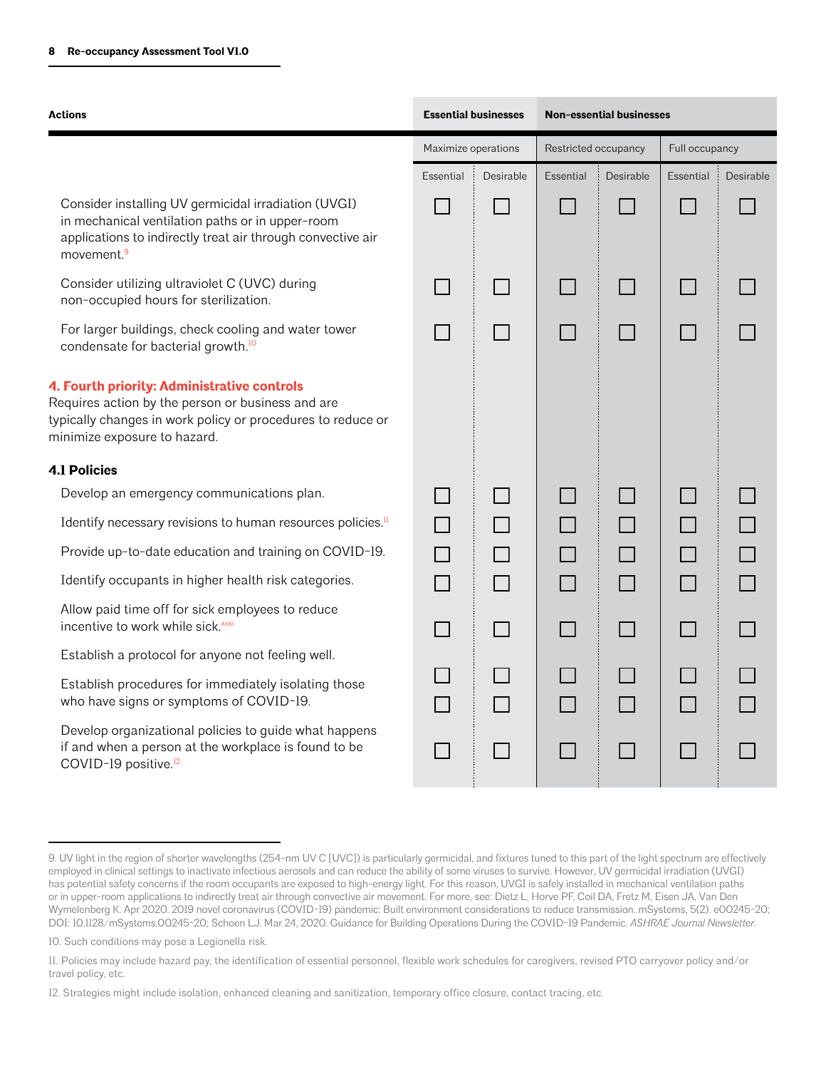| Actions | Essential businesses | | Non-essential businesses | | | |
|---|---|---|---|---|---|---|
| | Maximize operations | | Restricted occupancy | | Full occupancy | |
| | Essential | Desirable | Essential | Desirable | Essential | Desirable |
| Consider installing UV germicidal irradiation (UVGI) in mechanical ventilation paths or in upper-room applications to indirectly treat air through convective air movement.[9] | ☐ | ☐ | ☐ | ☐ | ☐ | ☐ |
| Consider utilizing ultraviolet C (UVC) during non-occupied hours for sterilization. | ☐ | ☐ | ☐ | ☐ | ☐ | ☐ |
| For larger buildings, check cooling and water tower condensate for bacterial growth.[10] | ☐ | ☐ | ☐ | ☐ | ☐ | ☐ |
| **4. Fourth priority: Administrative controls** Requires action by the person or business and are typically changes in work policy or procedures to reduce or minimize exposure to hazard. | | | | | | |
| **4.1 Policies** | | | | | | |
| Develop an emergency communications plan. | ☐ | ☐ | ☐ | ☐ | ☐ | ☐ |
| Identify necessary revisions to human resources policies.[11] | ☐ | ☐ | ☐ | ☐ | ☐ | ☐ |
| Provide up-to-date education and training on COVID-19. | ☐ | ☐ | ☐ | ☐ | ☐ | ☐ |
| Identify occupants in higher health risk categories. | ☐ | ☐ | ☐ | ☐ | ☐ | ☐ |
| Allow paid time off for sick employees to reduce incentive to work while sick.[xxxi] | ☐ | ☐ | ☐ | ☐ | ☐ | ☐ |
| Establish a protocol for anyone not feeling well. | ☐ | ☐ | ☐ | ☐ | ☐ | ☐ |
| Establish procedures for immediately isolating those who have signs or symptoms of COVID-19. | ☐ | ☐ | ☐ | ☐ | ☐ | ☐ |
| Develop organizational policies to guide what happens if and when a person at the workplace is found to be COVID-19 positive.[12] | ☐ | ☐ | ☐ | ☐ | ☐ | ☐ |

9. UV light in the region of shorter wavelengths (254-nm UV C [UVC]) is particularly germicidal, and fixtures tuned to this part of the light spectrum are effectively employed in clinical settings to inactivate infectious aerosols and can reduce the ability of some viruses to survive. However, UV germicidal irradiation (UVGI) has potential safety concerns if the room occupants are exposed to high-energy light. For this reason, UVGI is safely installed in mechanical ventilation paths or in upper-room applications to indirectly treat air through convective air movement. For more, see: Dietz L, Horve PF, Coil DA, Fretz M, Eisen JA, Van Den Wymelenberg K. Apr 2020. 2019 novel coronavirus (COVID-19) pandemic: Built environment considerations to reduce transmission. mSystems, 5(2). e00245-20; DOI: 10.1128/mSystems.00245-20; Schoen LJ. Mar 24, 2020. Guidance for Building Operations During the COVID-19 Pandemic. *ASHRAE Journal Newsletter.*

10. Such conditions may pose a Legionella risk.

11. Policies may include hazard pay, the identification of essential personnel, flexible work schedules for caregivers, revised PTO carryover policy and/or travel policy, etc.

12. Strategies might include isolation, enhanced cleaning and sanitization, temporary office closure, contact tracing, etc.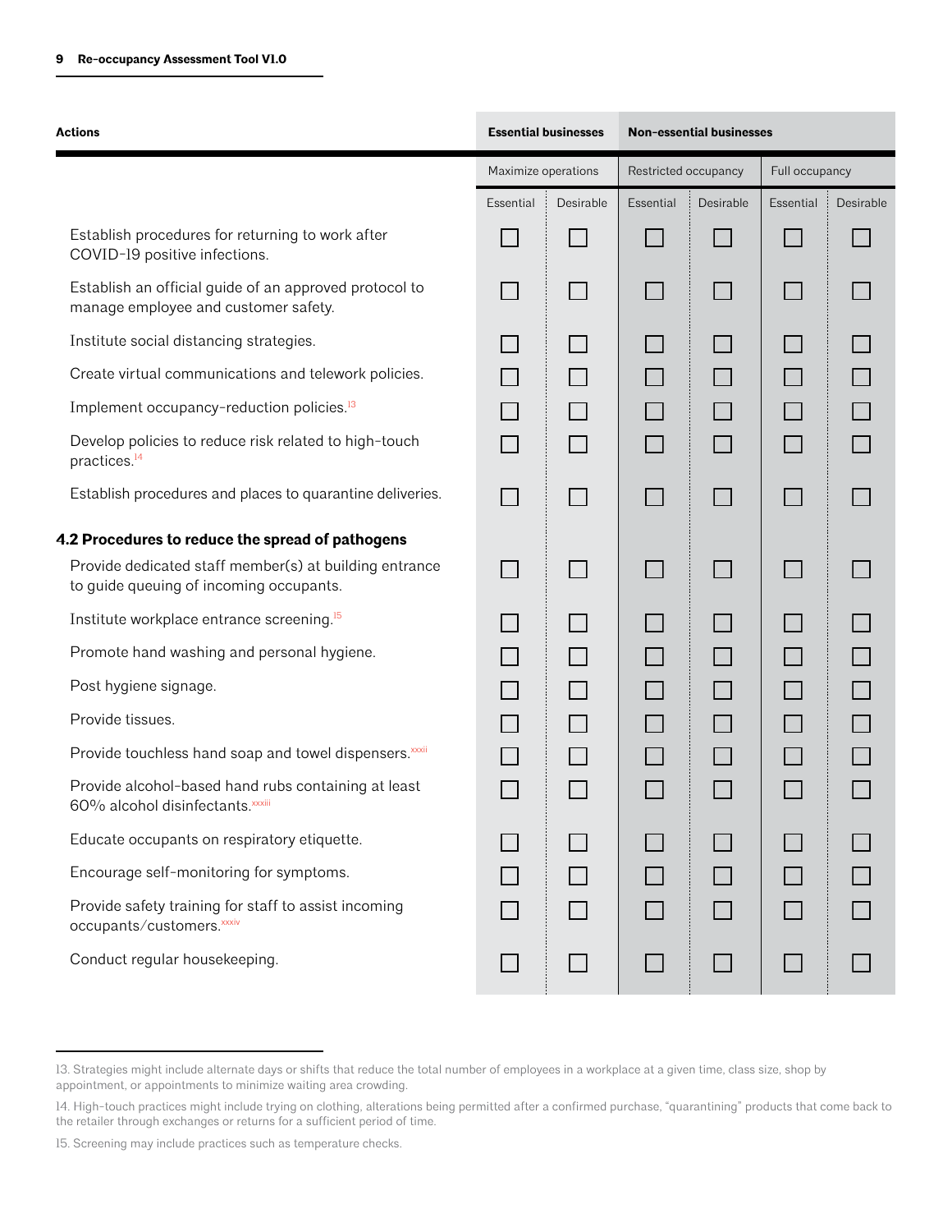| Actions | Essential businesses | | Non-essential businesses | | | |
|---|---|---|---|---|---|---|
| | Maximize operations | | Restricted occupancy | | Full occupancy | |
| | Essential | Desirable | Essential | Desirable | Essential | Desirable |
| Establish procedures for returning to work after COVID-19 positive infections. | ☐ | ☐ | ☐ | ☐ | ☐ | ☐ |
| Establish an official guide of an approved protocol to manage employee and customer safety. | ☐ | ☐ | ☐ | ☐ | ☐ | ☐ |
| Institute social distancing strategies. | ☐ | ☐ | ☐ | ☐ | ☐ | ☐ |
| Create virtual communications and telework policies. | ☐ | ☐ | ☐ | ☐ | ☐ | ☐ |
| Implement occupancy-reduction policies.[13] | ☐ | ☐ | ☐ | ☐ | ☐ | ☐ |
| Develop policies to reduce risk related to high-touch practices.[14] | ☐ | ☐ | ☐ | ☐ | ☐ | ☐ |
| Establish procedures and places to quarantine deliveries. | ☐ | ☐ | ☐ | ☐ | ☐ | ☐ |
| **4.2 Procedures to reduce the spread of pathogens** | | | | | | |
| Provide dedicated staff member(s) at building entrance to guide queuing of incoming occupants. | ☐ | ☐ | ☐ | ☐ | ☐ | ☐ |
| Institute workplace entrance screening.[15] | ☐ | ☐ | ☐ | ☐ | ☐ | ☐ |
| Promote hand washing and personal hygiene. | ☐ | ☐ | ☐ | ☐ | ☐ | ☐ |
| Post hygiene signage. | ☐ | ☐ | ☐ | ☐ | ☐ | ☐ |
| Provide tissues. | ☐ | ☐ | ☐ | ☐ | ☐ | ☐ |
| Provide touchless hand soap and towel dispensers.[xxxii] | ☐ | ☐ | ☐ | ☐ | ☐ | ☐ |
| Provide alcohol-based hand rubs containing at least 60% alcohol disinfectants.[xxxiii] | ☐ | ☐ | ☐ | ☐ | ☐ | ☐ |
| Educate occupants on respiratory etiquette. | ☐ | ☐ | ☐ | ☐ | ☐ | ☐ |
| Encourage self-monitoring for symptoms. | ☐ | ☐ | ☐ | ☐ | ☐ | ☐ |
| Provide safety training for staff to assist incoming occupants/customers.[xxxiv] | ☐ | ☐ | ☐ | ☐ | ☐ | ☐ |
| Conduct regular housekeeping. | ☐ | ☐ | ☐ | ☐ | ☐ | ☐ |

13. Strategies might include alternate days or shifts that reduce the total number of employees in a workplace at a given time, class size, shop by appointment, or appointments to minimize waiting area crowding.

14. High-touch practices might include trying on clothing, alterations being permitted after a confirmed purchase, "quarantining" products that come back to the retailer through exchanges or returns for a sufficient period of time.

15. Screening may include practices such as temperature checks.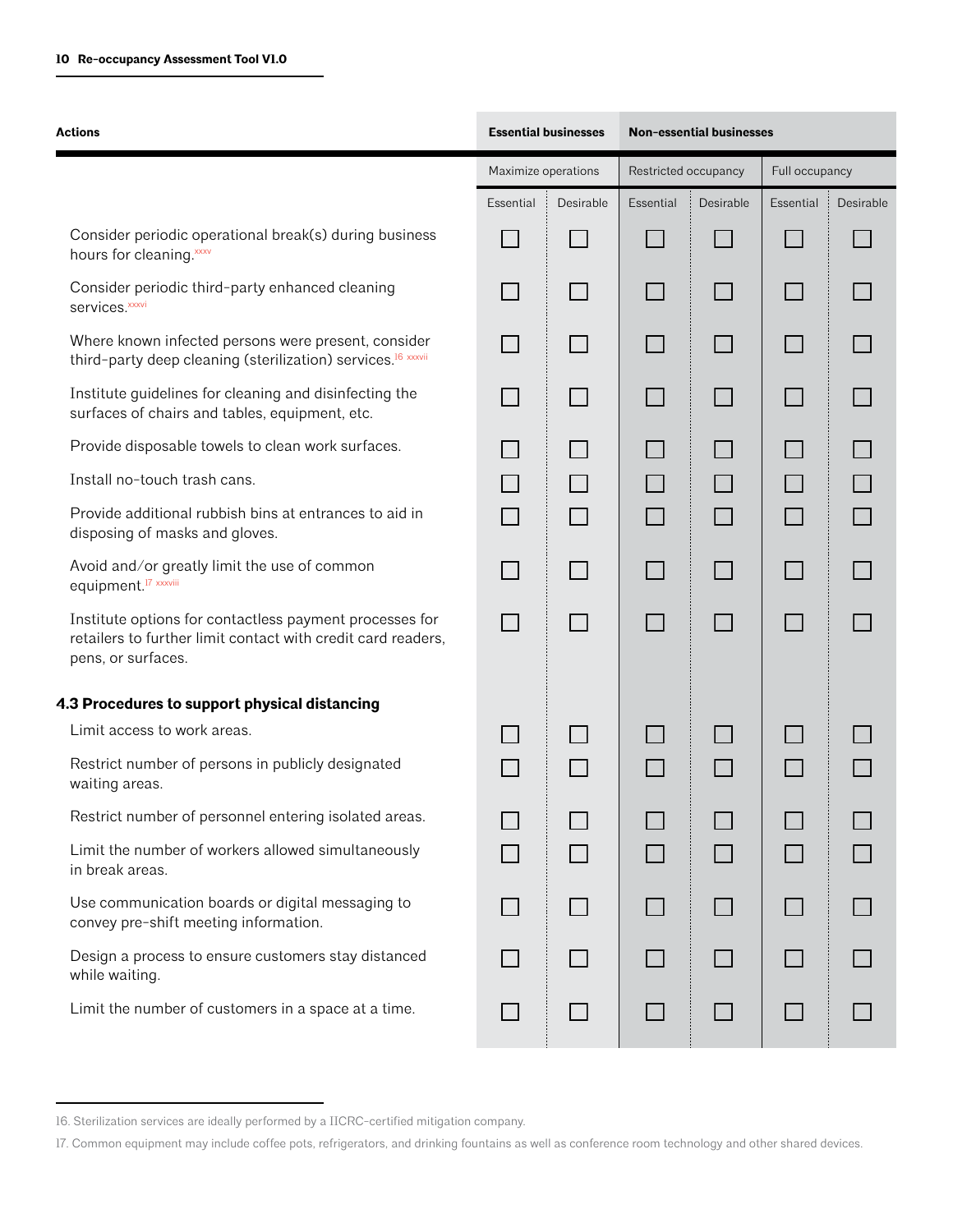| Actions | Essential businesses | | Non-essential businesses | | | |
|---|---|---|---|---|---|---|
| | Maximize operations | | Restricted occupancy | | Full occupancy | |
| | Essential | Desirable | Essential | Desirable | Essential | Desirable |
| Consider periodic operational break(s) during business hours for cleaning.[xxxv] | ☐ | ☐ | ☐ | ☐ | ☐ | ☐ |
| Consider periodic third-party enhanced cleaning services.[xxxvi] | ☐ | ☐ | ☐ | ☐ | ☐ | ☐ |
| Where known infected persons were present, consider third-party deep cleaning (sterilization) services.[16] [xxxvii] | ☐ | ☐ | ☐ | ☐ | ☐ | ☐ |
| Institute guidelines for cleaning and disinfecting the surfaces of chairs and tables, equipment, etc. | ☐ | ☐ | ☐ | ☐ | ☐ | ☐ |
| Provide disposable towels to clean work surfaces. | ☐ | ☐ | ☐ | ☐ | ☐ | ☐ |
| Install no-touch trash cans. | ☐ | ☐ | ☐ | ☐ | ☐ | ☐ |
| Provide additional rubbish bins at entrances to aid in disposing of masks and gloves. | ☐ | ☐ | ☐ | ☐ | ☐ | ☐ |
| Avoid and/or greatly limit the use of common equipment.[17] [xxxviii] | ☐ | ☐ | ☐ | ☐ | ☐ | ☐ |
| Institute options for contactless payment processes for retailers to further limit contact with credit card readers, pens, or surfaces. | ☐ | ☐ | ☐ | ☐ | ☐ | ☐ |
| **4.3 Procedures to support physical distancing** | | | | | | |
| Limit access to work areas. | ☐ | ☐ | ☐ | ☐ | ☐ | ☐ |
| Restrict number of persons in publicly designated waiting areas. | ☐ | ☐ | ☐ | ☐ | ☐ | ☐ |
| Restrict number of personnel entering isolated areas. | ☐ | ☐ | ☐ | ☐ | ☐ | ☐ |
| Limit the number of workers allowed simultaneously in break areas. | ☐ | ☐ | ☐ | ☐ | ☐ | ☐ |
| Use communication boards or digital messaging to convey pre-shift meeting information. | ☐ | ☐ | ☐ | ☐ | ☐ | ☐ |
| Design a process to ensure customers stay distanced while waiting. | ☐ | ☐ | ☐ | ☐ | ☐ | ☐ |
| Limit the number of customers in a space at a time. | ☐ | ☐ | ☐ | ☐ | ☐ | ☐ |

16. Sterilization services are ideally performed by a IICRC-certified mitigation company.

17. Common equipment may include coffee pots, refrigerators, and drinking fountains as well as conference room technology and other shared devices.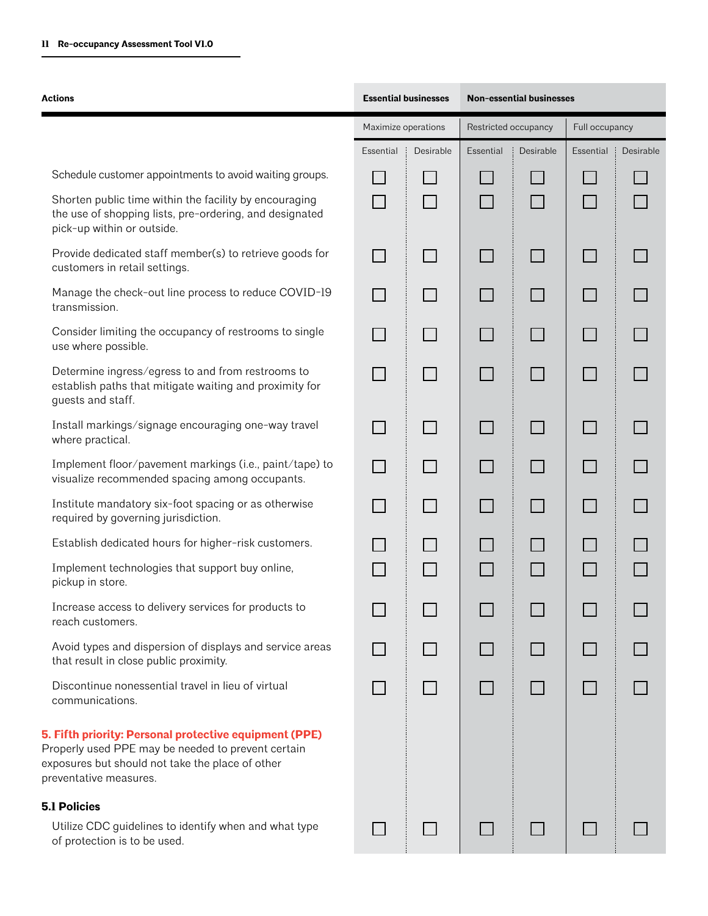| Actions | Essential businesses | | Non-essential businesses | | | |
|---|---|---|---|---|---|---|
| | Maximize operations | | Restricted occupancy | | Full occupancy | |
| | Essential | Desirable | Essential | Desirable | Essential | Desirable |
| Schedule customer appointments to avoid waiting groups. | ☐ | ☐ | ☐ | ☐ | ☐ | ☐ |
| Shorten public time within the facility by encouraging the use of shopping lists, pre-ordering, and designated pick-up within or outside. | ☐ | ☐ | ☐ | ☐ | ☐ | ☐ |
| Provide dedicated staff member(s) to retrieve goods for customers in retail settings. | ☐ | ☐ | ☐ | ☐ | ☐ | ☐ |
| Manage the check-out line process to reduce COVID-19 transmission. | ☐ | ☐ | ☐ | ☐ | ☐ | ☐ |
| Consider limiting the occupancy of restrooms to single use where possible. | ☐ | ☐ | ☐ | ☐ | ☐ | ☐ |
| Determine ingress/egress to and from restrooms to establish paths that mitigate waiting and proximity for guests and staff. | ☐ | ☐ | ☐ | ☐ | ☐ | ☐ |
| Install markings/signage encouraging one-way travel where practical. | ☐ | ☐ | ☐ | ☐ | ☐ | ☐ |
| Implement floor/pavement markings (i.e., paint/tape) to visualize recommended spacing among occupants. | ☐ | ☐ | ☐ | ☐ | ☐ | ☐ |
| Institute mandatory six-foot spacing or as otherwise required by governing jurisdiction. | ☐ | ☐ | ☐ | ☐ | ☐ | ☐ |
| Establish dedicated hours for higher-risk customers. | ☐ | ☐ | ☐ | ☐ | ☐ | ☐ |
| Implement technologies that support buy online, pickup in store. | ☐ | ☐ | ☐ | ☐ | ☐ | ☐ |
| Increase access to delivery services for products to reach customers. | ☐ | ☐ | ☐ | ☐ | ☐ | ☐ |
| Avoid types and dispersion of displays and service areas that result in close public proximity. | ☐ | ☐ | ☐ | ☐ | ☐ | ☐ |
| Discontinue nonessential travel in lieu of virtual communications. | ☐ | ☐ | ☐ | ☐ | ☐ | ☐ |

## 5. Fifth priority: Personal protective equipment (PPE)

Properly used PPE may be needed to prevent certain exposures but should not take the place of other preventative measures.

### 5.1 Policies

| Actions | Essential (Maximize operations) | Desirable (Maximize operations) | Essential (Restricted occupancy) | Desirable (Restricted occupancy) | Essential (Full occupancy) | Desirable (Full occupancy) |
|---|---|---|---|---|---|---|
| Utilize CDC guidelines to identify when and what type of protection is to be used. | ☐ | ☐ | ☐ | ☐ | ☐ | ☐ |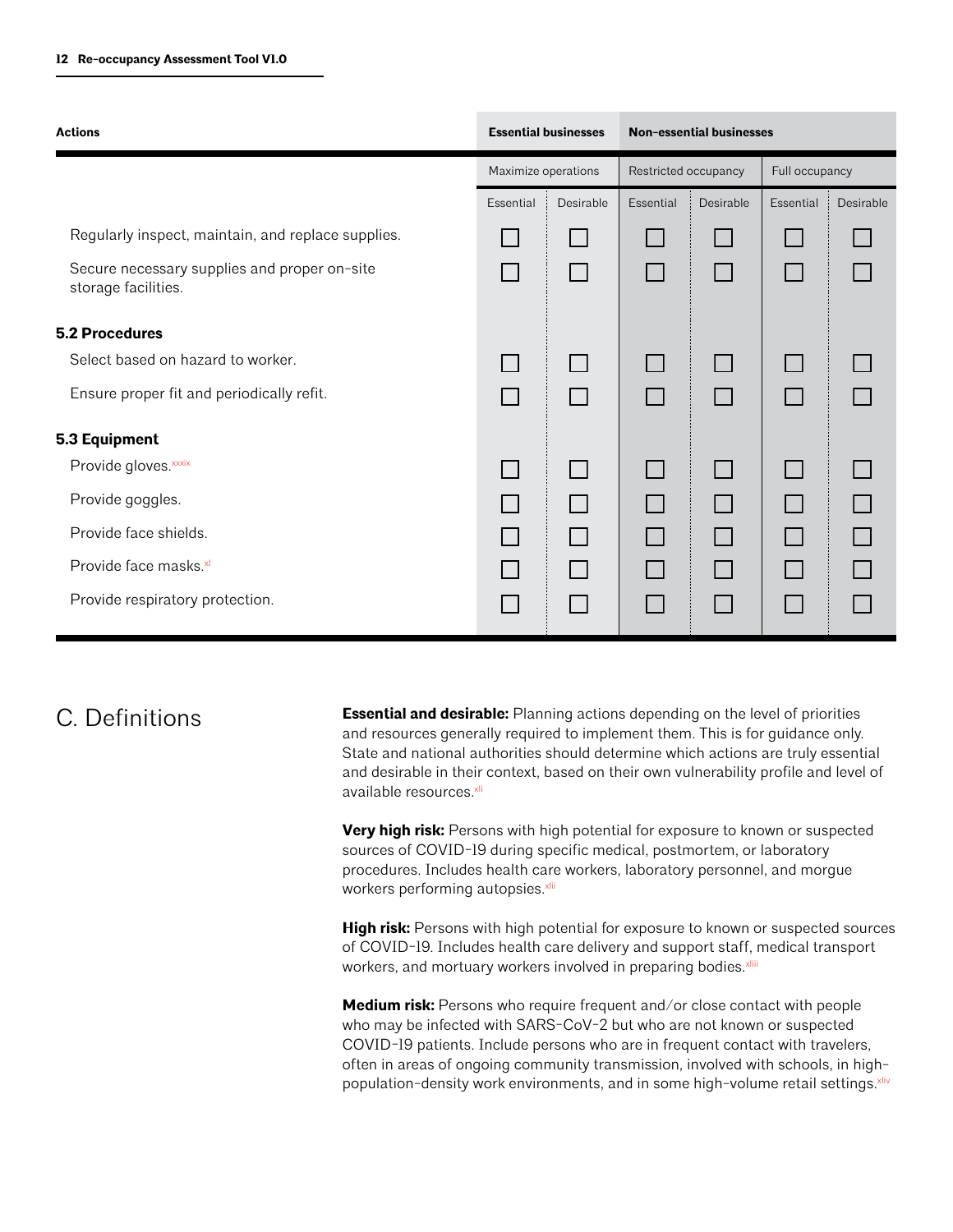| Actions | Essential businesses | | Non-essential businesses | | | |
|---|---|---|---|---|---|---|
| | Maximize operations | | Restricted occupancy | | Full occupancy | |
| | Essential | Desirable | Essential | Desirable | Essential | Desirable |
| Regularly inspect, maintain, and replace supplies. | ☐ | ☐ | ☐ | ☐ | ☐ | ☐ |
| Secure necessary supplies and proper on-site storage facilities. | ☐ | ☐ | ☐ | ☐ | ☐ | ☐ |
| **5.2 Procedures** | | | | | | |
| Select based on hazard to worker. | ☐ | ☐ | ☐ | ☐ | ☐ | ☐ |
| Ensure proper fit and periodically refit. | ☐ | ☐ | ☐ | ☐ | ☐ | ☐ |
| **5.3 Equipment** | | | | | | |
| Provide gloves.[xxxix] | ☐ | ☐ | ☐ | ☐ | ☐ | ☐ |
| Provide goggles. | ☐ | ☐ | ☐ | ☐ | ☐ | ☐ |
| Provide face shields. | ☐ | ☐ | ☐ | ☐ | ☐ | ☐ |
| Provide face masks.[xl] | ☐ | ☐ | ☐ | ☐ | ☐ | ☐ |
| Provide respiratory protection. | ☐ | ☐ | ☐ | ☐ | ☐ | ☐ |

# C. Definitions

**Essential and desirable:** Planning actions depending on the level of priorities and resources generally required to implement them. This is for guidance only. State and national authorities should determine which actions are truly essential and desirable in their context, based on their own vulnerability profile and level of available resources.[xli]

**Very high risk:** Persons with high potential for exposure to known or suspected sources of COVID-19 during specific medical, postmortem, or laboratory procedures. Includes health care workers, laboratory personnel, and morgue workers performing autopsies.[xlii]

**High risk:** Persons with high potential for exposure to known or suspected sources of COVID-19. Includes health care delivery and support staff, medical transport workers, and mortuary workers involved in preparing bodies.[xliii]

**Medium risk:** Persons who require frequent and/or close contact with people who may be infected with SARS-CoV-2 but who are not known or suspected COVID-19 patients. Include persons who are in frequent contact with travelers, often in areas of ongoing community transmission, involved with schools, in high-population-density work environments, and in some high-volume retail settings.[xliv]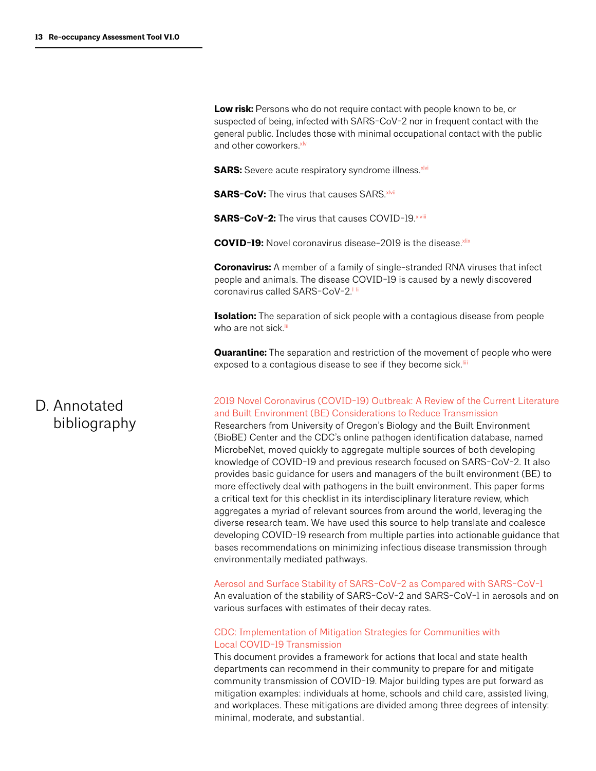**Low risk:** Persons who do not require contact with people known to be, or suspected of being, infected with SARS-CoV-2 nor in frequent contact with the general public. Includes those with minimal occupational contact with the public and other coworkers.[xlv]

**SARS:** Severe acute respiratory syndrome illness.[xlvi]

**SARS-CoV:** The virus that causes SARS.[xlvii]

**SARS-CoV-2:** The virus that causes COVID-19.[xlviii]

**COVID-19:** Novel coronavirus disease-2019 is the disease.[xlix]

**Coronavirus:** A member of a family of single-stranded RNA viruses that infect people and animals. The disease COVID-19 is caused by a newly discovered coronavirus called SARS-CoV-2.[l, li]

**Isolation:** The separation of sick people with a contagious disease from people who are not sick.[lii]

**Quarantine:** The separation and restriction of the movement of people who were exposed to a contagious disease to see if they become sick.[liii]

## D. Annotated bibliography

2019 Novel Coronavirus (COVID-19) Outbreak: A Review of the Current Literature and Built Environment (BE) Considerations to Reduce Transmission
Researchers from University of Oregon's Biology and the Built Environment (BioBE) Center and the CDC's online pathogen identification database, named MicrobeNet, moved quickly to aggregate multiple sources of both developing knowledge of COVID-19 and previous research focused on SARS-CoV-2. It also provides basic guidance for users and managers of the built environment (BE) to more effectively deal with pathogens in the built environment. This paper forms a critical text for this checklist in its interdisciplinary literature review, which aggregates a myriad of relevant sources from around the world, leveraging the diverse research team. We have used this source to help translate and coalesce developing COVID-19 research from multiple parties into actionable guidance that bases recommendations on minimizing infectious disease transmission through environmentally mediated pathways.

Aerosol and Surface Stability of SARS-CoV-2 as Compared with SARS-CoV-1
An evaluation of the stability of SARS-CoV-2 and SARS-CoV-1 in aerosols and on various surfaces with estimates of their decay rates.

CDC: Implementation of Mitigation Strategies for Communities with Local COVID-19 Transmission
This document provides a framework for actions that local and state health departments can recommend in their community to prepare for and mitigate community transmission of COVID-19. Major building types are put forward as mitigation examples: individuals at home, schools and child care, assisted living, and workplaces. These mitigations are divided among three degrees of intensity: minimal, moderate, and substantial.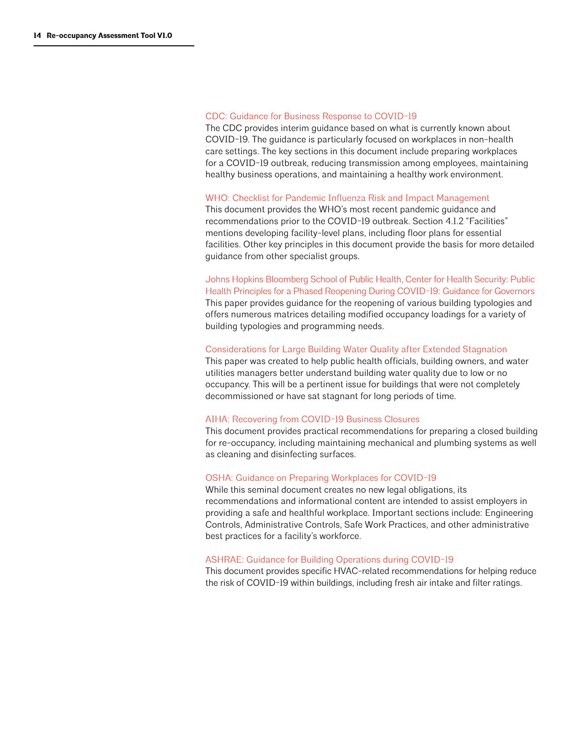### CDC: Guidance for Business Response to COVID-19

The CDC provides interim guidance based on what is currently known about COVID-19. The guidance is particularly focused on workplaces in non-health care settings. The key sections in this document include preparing workplaces for a COVID-19 outbreak, reducing transmission among employees, maintaining healthy business operations, and maintaining a healthy work environment.

### WHO: Checklist for Pandemic Influenza Risk and Impact Management

This document provides the WHO's most recent pandemic guidance and recommendations prior to the COVID-19 outbreak. Section 4.1.2 "Facilities" mentions developing facility-level plans, including floor plans for essential facilities. Other key principles in this document provide the basis for more detailed guidance from other specialist groups.

### Johns Hopkins Bloomberg School of Public Health, Center for Health Security: Public Health Principles for a Phased Reopening During COVID-19: Guidance for Governors

This paper provides guidance for the reopening of various building typologies and offers numerous matrices detailing modified occupancy loadings for a variety of building typologies and programming needs.

### Considerations for Large Building Water Quality after Extended Stagnation

This paper was created to help public health officials, building owners, and water utilities managers better understand building water quality due to low or no occupancy. This will be a pertinent issue for buildings that were not completely decommissioned or have sat stagnant for long periods of time.

### AIHA: Recovering from COVID-19 Business Closures

This document provides practical recommendations for preparing a closed building for re-occupancy, including maintaining mechanical and plumbing systems as well as cleaning and disinfecting surfaces.

### OSHA: Guidance on Preparing Workplaces for COVID-19

While this seminal document creates no new legal obligations, its recommendations and informational content are intended to assist employers in providing a safe and healthful workplace. Important sections include: Engineering Controls, Administrative Controls, Safe Work Practices, and other administrative best practices for a facility's workforce.

### ASHRAE: Guidance for Building Operations during COVID-19

This document provides specific HVAC-related recommendations for helping reduce the risk of COVID-19 within buildings, including fresh air intake and filter ratings.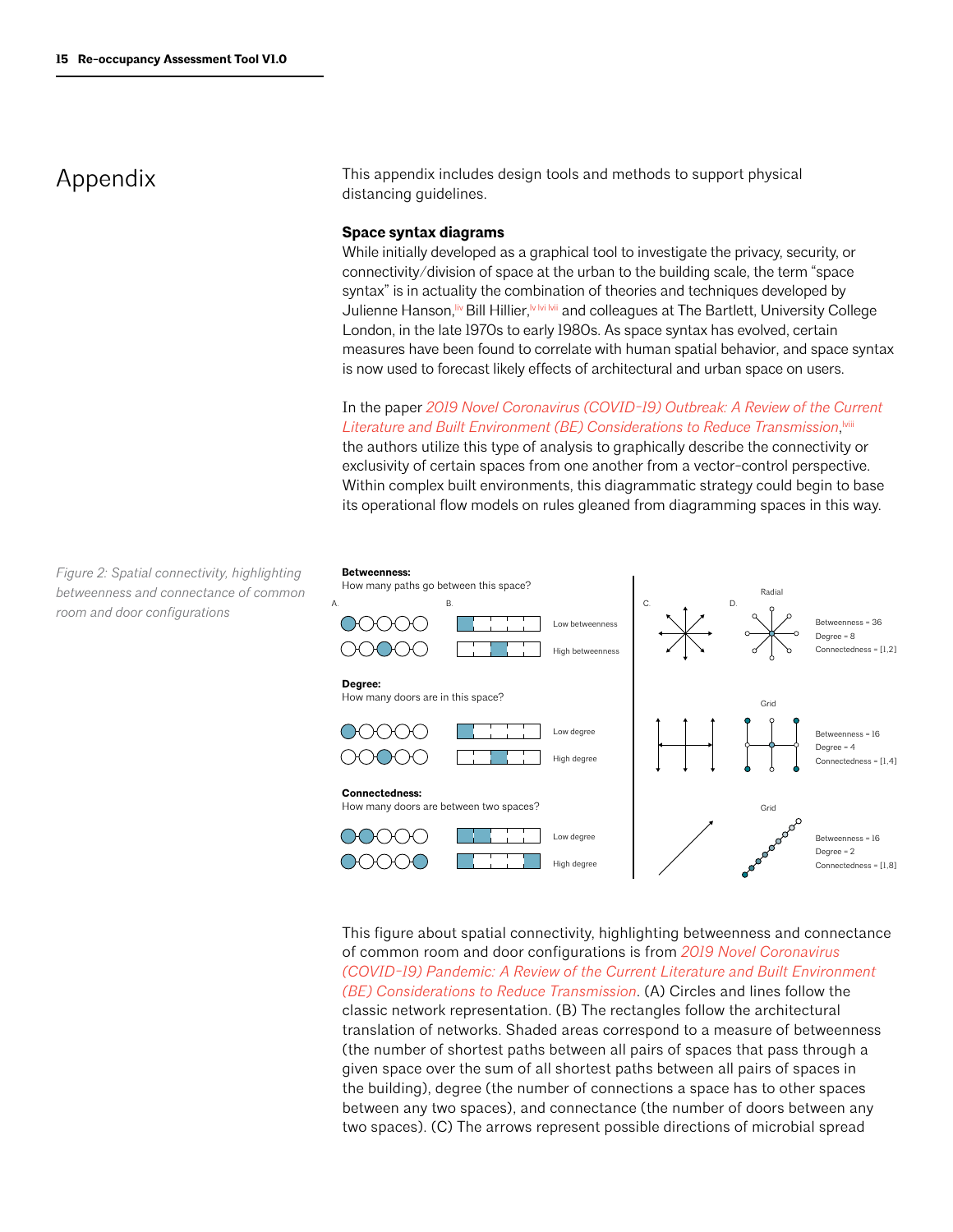# Appendix

This appendix includes design tools and methods to support physical distancing guidelines.

**Space syntax diagrams**

While initially developed as a graphical tool to investigate the privacy, security, or connectivity/division of space at the urban to the building scale, the term "space syntax" is in actuality the combination of theories and techniques developed by Julienne Hanson,[liv] Bill Hillier,[lv lvi lvii] and colleagues at The Bartlett, University College London, in the late 1970s to early 1980s. As space syntax has evolved, certain measures have been found to correlate with human spatial behavior, and space syntax is now used to forecast likely effects of architectural and urban space on users.

In the paper *2019 Novel Coronavirus (COVID-19) Outbreak: A Review of the Current Literature and Built Environment (BE) Considerations to Reduce Transmission*,[lviii] the authors utilize this type of analysis to graphically describe the connectivity or exclusivity of certain spaces from one another from a vector-control perspective. Within complex built environments, this diagrammatic strategy could begin to base its operational flow models on rules gleaned from diagramming spaces in this way.

*Figure 2: Spatial connectivity, highlighting betweenness and connectance of common room and door configurations*

**Betweenness:**
How many paths go between this space?

A. B. — Low betweenness / High betweenness

**Degree:**
How many doors are in this space?

Low degree / High degree

**Connectedness:**
How many doors are between two spaces?

Low degree / High degree

C. D.

Radial — Betweenness = 36, Degree = 8, Connectedness = [1,2]

Grid — Betweenness = 16, Degree = 4, Connectedness = [1,4]

Grid — Betweenness = 16, Degree = 2, Connectedness = [1,8]

This figure about spatial connectivity, highlighting betweenness and connectance of common room and door configurations is from *2019 Novel Coronavirus (COVID-19) Pandemic: A Review of the Current Literature and Built Environment (BE) Considerations to Reduce Transmission*. (A) Circles and lines follow the classic network representation. (B) The rectangles follow the architectural translation of networks. Shaded areas correspond to a measure of betweenness (the number of shortest paths between all pairs of spaces that pass through a given space over the sum of all shortest paths between all pairs of spaces in the building), degree (the number of connections a space has to other spaces between any two spaces), and connectance (the number of doors between any two spaces). (C) The arrows represent possible directions of microbial spread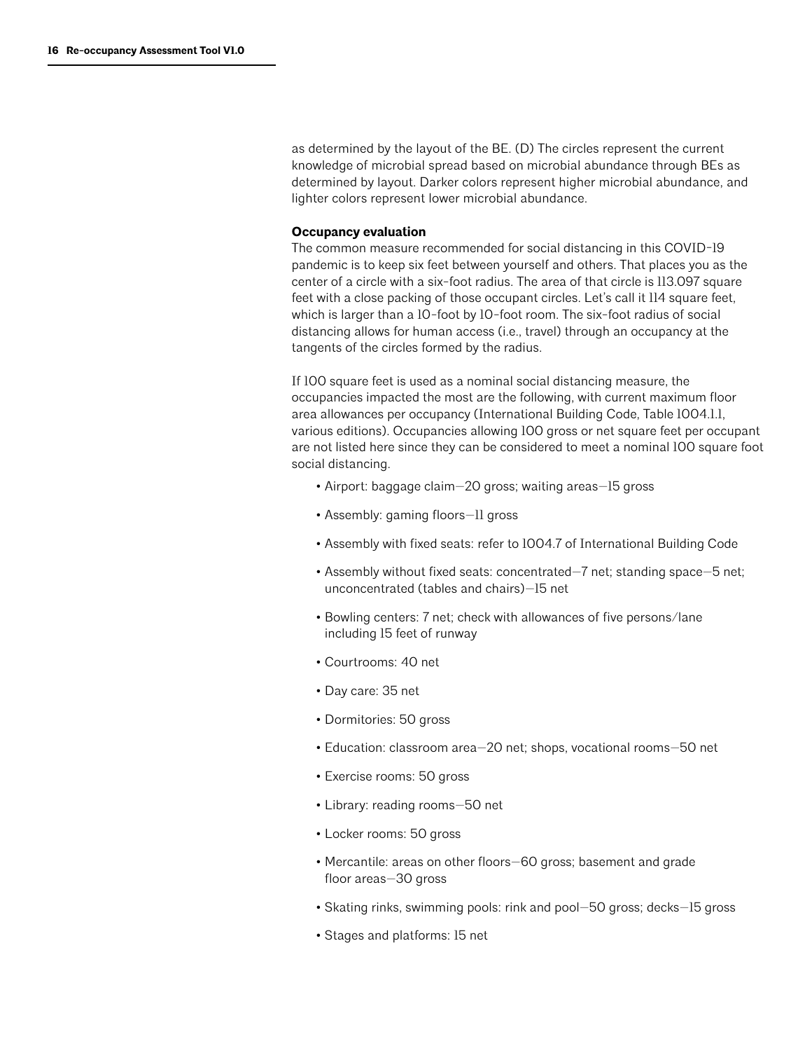as determined by the layout of the BE. (D) The circles represent the current knowledge of microbial spread based on microbial abundance through BEs as determined by layout. Darker colors represent higher microbial abundance, and lighter colors represent lower microbial abundance.

**Occupancy evaluation**

The common measure recommended for social distancing in this COVID-19 pandemic is to keep six feet between yourself and others. That places you as the center of a circle with a six-foot radius. The area of that circle is 113.097 square feet with a close packing of those occupant circles. Let's call it 114 square feet, which is larger than a 10-foot by 10-foot room. The six-foot radius of social distancing allows for human access (i.e., travel) through an occupancy at the tangents of the circles formed by the radius.

If 100 square feet is used as a nominal social distancing measure, the occupancies impacted the most are the following, with current maximum floor area allowances per occupancy (International Building Code, Table 1004.1.1, various editions). Occupancies allowing 100 gross or net square feet per occupant are not listed here since they can be considered to meet a nominal 100 square foot social distancing.

- Airport: baggage claim—20 gross; waiting areas—15 gross
- Assembly: gaming floors—11 gross
- Assembly with fixed seats: refer to 1004.7 of International Building Code
- Assembly without fixed seats: concentrated—7 net; standing space—5 net; unconcentrated (tables and chairs)—15 net
- Bowling centers: 7 net; check with allowances of five persons/lane including 15 feet of runway
- Courtrooms: 40 net
- Day care: 35 net
- Dormitories: 50 gross
- Education: classroom area—20 net; shops, vocational rooms—50 net
- Exercise rooms: 50 gross
- Library: reading rooms—50 net
- Locker rooms: 50 gross
- Mercantile: areas on other floors—60 gross; basement and grade floor areas—30 gross
- Skating rinks, swimming pools: rink and pool—50 gross; decks—15 gross
- Stages and platforms: 15 net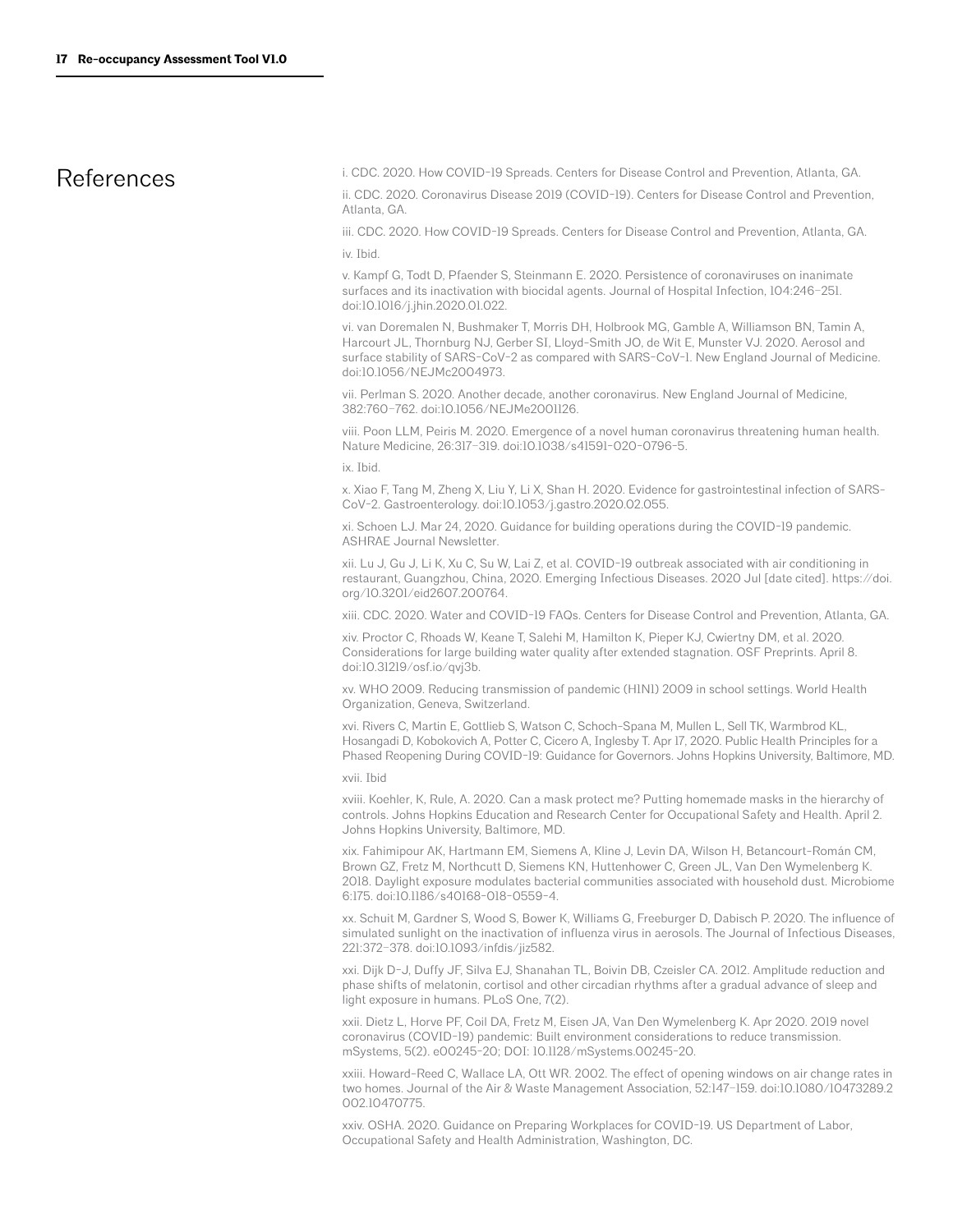# References

i. CDC. 2020. How COVID-19 Spreads. Centers for Disease Control and Prevention, Atlanta, GA.

ii. CDC. 2020. Coronavirus Disease 2019 (COVID-19). Centers for Disease Control and Prevention, Atlanta, GA.

iii. CDC. 2020. How COVID-19 Spreads. Centers for Disease Control and Prevention, Atlanta, GA.

iv. Ibid.

v. Kampf G, Todt D, Pfaender S, Steinmann E. 2020. Persistence of coronaviruses on inanimate surfaces and its inactivation with biocidal agents. Journal of Hospital Infection, 104:246-251. doi:10.1016/j.jhin.2020.01.022.

vi. van Doremalen N, Bushmaker T, Morris DH, Holbrook MG, Gamble A, Williamson BN, Tamin A, Harcourt JL, Thornburg NJ, Gerber SI, Lloyd-Smith JO, de Wit E, Munster VJ. 2020. Aerosol and surface stability of SARS-CoV-2 as compared with SARS-CoV-1. New England Journal of Medicine. doi:10.1056/NEJMc2004973.

vii. Perlman S. 2020. Another decade, another coronavirus. New England Journal of Medicine, 382:760-762. doi:10.1056/NEJMe2001126.

viii. Poon LLM, Peiris M. 2020. Emergence of a novel human coronavirus threatening human health. Nature Medicine, 26:317-319. doi:10.1038/s41591-020-0796-5.

ix. Ibid.

x. Xiao F, Tang M, Zheng X, Liu Y, Li X, Shan H. 2020. Evidence for gastrointestinal infection of SARS-CoV-2. Gastroenterology. doi:10.1053/j.gastro.2020.02.055.

xi. Schoen LJ. Mar 24, 2020. Guidance for building operations during the COVID-19 pandemic. ASHRAE Journal Newsletter.

xii. Lu J, Gu J, Li K, Xu C, Su W, Lai Z, et al. COVID-19 outbreak associated with air conditioning in restaurant, Guangzhou, China, 2020. Emerging Infectious Diseases. 2020 Jul [date cited]. https://doi.org/10.3201/eid2607.200764.

xiii. CDC. 2020. Water and COVID-19 FAQs. Centers for Disease Control and Prevention, Atlanta, GA.

xiv. Proctor C, Rhoads W, Keane T, Salehi M, Hamilton K, Pieper KJ, Cwiertny DM, et al. 2020. Considerations for large building water quality after extended stagnation. OSF Preprints. April 8. doi:10.31219/osf.io/qvj3b.

xv. WHO 2009. Reducing transmission of pandemic (H1N1) 2009 in school settings. World Health Organization, Geneva, Switzerland.

xvi. Rivers C, Martin E, Gottlieb S, Watson C, Schoch-Spana M, Mullen L, Sell TK, Warmbrod KL, Hosangadi D, Kobokovich A, Potter C, Cicero A, Inglesby T. Apr 17, 2020. Public Health Principles for a Phased Reopening During COVID-19: Guidance for Governors. Johns Hopkins University, Baltimore, MD.

xvii. Ibid

xviii. Koehler, K, Rule, A. 2020. Can a mask protect me? Putting homemade masks in the hierarchy of controls. Johns Hopkins Education and Research Center for Occupational Safety and Health. April 2. Johns Hopkins University, Baltimore, MD.

xix. Fahimipour AK, Hartmann EM, Siemens A, Kline J, Levin DA, Wilson H, Betancourt-Román CM, Brown GZ, Fretz M, Northcutt D, Siemens KN, Huttenhower C, Green JL, Van Den Wymelenberg K. 2018. Daylight exposure modulates bacterial communities associated with household dust. Microbiome 6:175. doi:10.1186/s40168-018-0559-4.

xx. Schuit M, Gardner S, Wood S, Bower K, Williams G, Freeburger D, Dabisch P. 2020. The influence of simulated sunlight on the inactivation of influenza virus in aerosols. The Journal of Infectious Diseases, 221:372-378. doi:10.1093/infdis/jiz582.

xxi. Dijk D-J, Duffy JF, Silva EJ, Shanahan TL, Boivin DB, Czeisler CA. 2012. Amplitude reduction and phase shifts of melatonin, cortisol and other circadian rhythms after a gradual advance of sleep and light exposure in humans. PLoS One, 7(2).

xxii. Dietz L, Horve PF, Coil DA, Fretz M, Eisen JA, Van Den Wymelenberg K. Apr 2020. 2019 novel coronavirus (COVID-19) pandemic: Built environment considerations to reduce transmission. mSystems, 5(2). e00245-20; DOI: 10.1128/mSystems.00245-20.

xxiii. Howard-Reed C, Wallace LA, Ott WR. 2002. The effect of opening windows on air change rates in two homes. Journal of the Air & Waste Management Association, 52:147-159. doi:10.1080/10473289.2002.10470775.

xxiv. OSHA. 2020. Guidance on Preparing Workplaces for COVID-19. US Department of Labor, Occupational Safety and Health Administration, Washington, DC.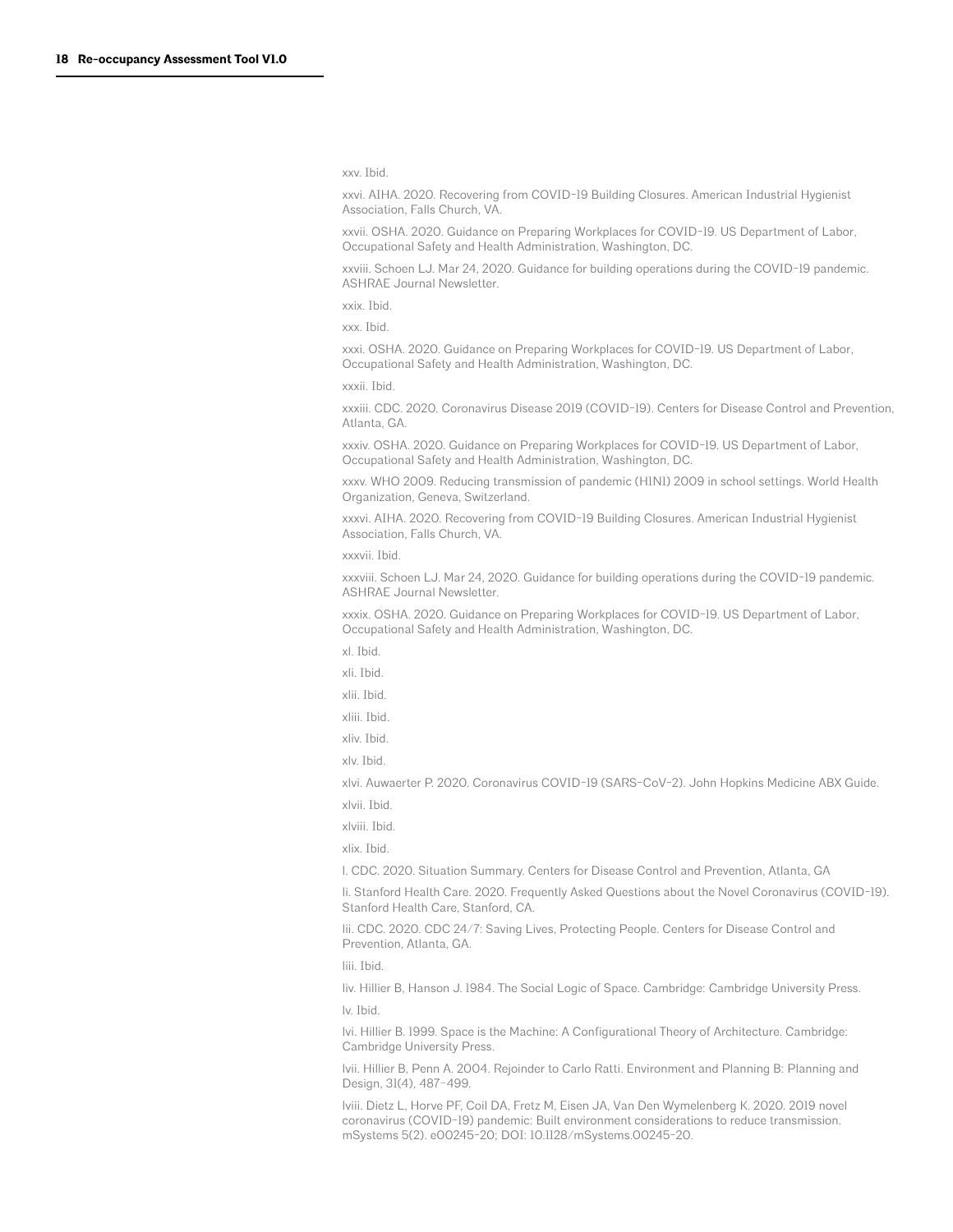xxv. Ibid.

xxvi. AIHA. 2020. Recovering from COVID-19 Building Closures. American Industrial Hygienist Association, Falls Church, VA.

xxvii. OSHA. 2020. Guidance on Preparing Workplaces for COVID-19. US Department of Labor, Occupational Safety and Health Administration, Washington, DC.

xxviii. Schoen LJ. Mar 24, 2020. Guidance for building operations during the COVID-19 pandemic. ASHRAE Journal Newsletter.

xxix. Ibid.

xxx. Ibid.

xxxi. OSHA. 2020. Guidance on Preparing Workplaces for COVID-19. US Department of Labor, Occupational Safety and Health Administration, Washington, DC.

xxxii. Ibid.

xxxiii. CDC. 2020. Coronavirus Disease 2019 (COVID-19). Centers for Disease Control and Prevention, Atlanta, GA.

xxxiv. OSHA. 2020. Guidance on Preparing Workplaces for COVID-19. US Department of Labor, Occupational Safety and Health Administration, Washington, DC.

xxxv. WHO 2009. Reducing transmission of pandemic (H1N1) 2009 in school settings. World Health Organization, Geneva, Switzerland.

xxxvi. AIHA. 2020. Recovering from COVID-19 Building Closures. American Industrial Hygienist Association, Falls Church, VA.

xxxvii. Ibid.

xxxviii. Schoen LJ. Mar 24, 2020. Guidance for building operations during the COVID-19 pandemic. ASHRAE Journal Newsletter.

xxxix. OSHA. 2020. Guidance on Preparing Workplaces for COVID-19. US Department of Labor, Occupational Safety and Health Administration, Washington, DC.

xl. Ibid.

xli. Ibid.

xlii. Ibid.

xliii. Ibid.

xliv. Ibid.

xlv. Ibid.

xlvi. Auwaerter P. 2020. Coronavirus COVID-19 (SARS-CoV-2). John Hopkins Medicine ABX Guide.

xlvii. Ibid.

xlviii. Ibid.

xlix. Ibid.

l. CDC. 2020. Situation Summary. Centers for Disease Control and Prevention, Atlanta, GA

li. Stanford Health Care. 2020. Frequently Asked Questions about the Novel Coronavirus (COVID-19). Stanford Health Care, Stanford, CA.

lii. CDC. 2020. CDC 24/7: Saving Lives, Protecting People. Centers for Disease Control and Prevention, Atlanta, GA.

liii. Ibid.

liv. Hillier B, Hanson J. 1984. The Social Logic of Space. Cambridge: Cambridge University Press.

lv. Ibid.

lvi. Hillier B. 1999. Space is the Machine: A Configurational Theory of Architecture. Cambridge: Cambridge University Press.

lvii. Hillier B, Penn A. 2004. Rejoinder to Carlo Ratti. Environment and Planning B: Planning and Design, 31(4), 487–499.

lviii. Dietz L, Horve PF, Coil DA, Fretz M, Eisen JA, Van Den Wymelenberg K. 2020. 2019 novel coronavirus (COVID-19) pandemic: Built environment considerations to reduce transmission. mSystems 5(2). e00245-20; DOI: 10.1128/mSystems.00245-20.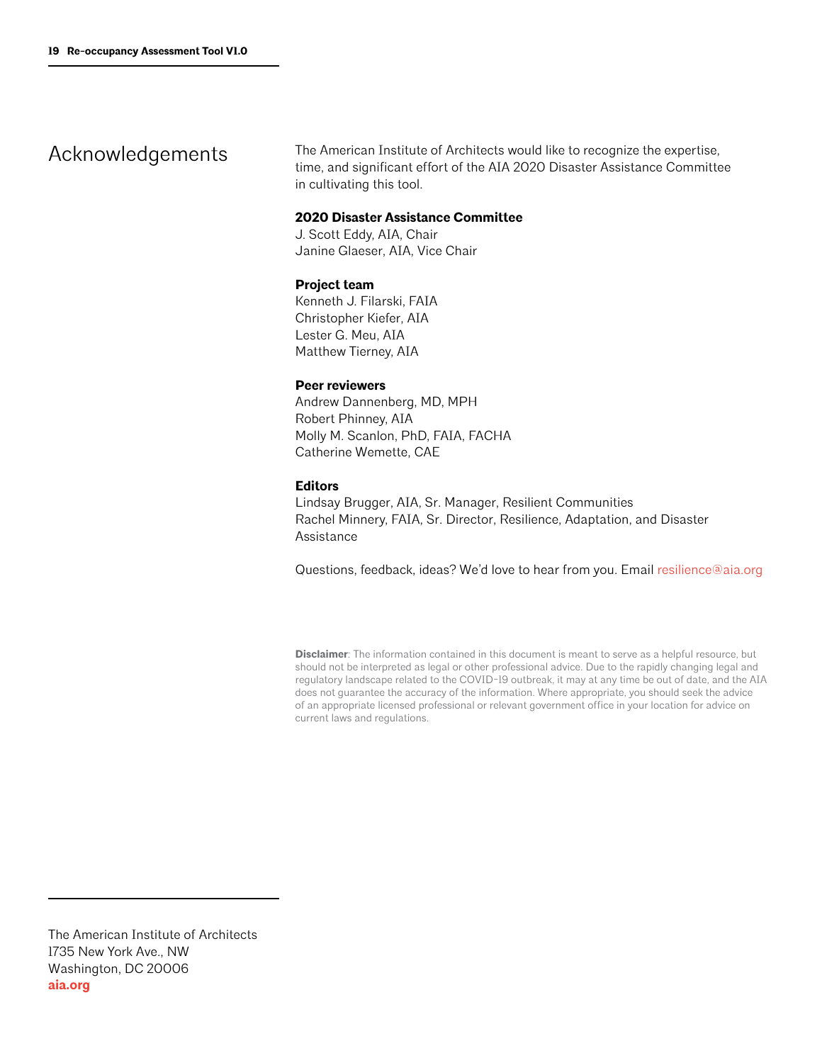# Acknowledgements

The American Institute of Architects would like to recognize the expertise, time, and significant effort of the AIA 2020 Disaster Assistance Committee in cultivating this tool.

**2020 Disaster Assistance Committee**
J. Scott Eddy, AIA, Chair
Janine Glaeser, AIA, Vice Chair

**Project team**
Kenneth J. Filarski, FAIA
Christopher Kiefer, AIA
Lester G. Meu, AIA
Matthew Tierney, AIA

**Peer reviewers**
Andrew Dannenberg, MD, MPH
Robert Phinney, AIA
Molly M. Scanlon, PhD, FAIA, FACHA
Catherine Wemette, CAE

**Editors**
Lindsay Brugger, AIA, Sr. Manager, Resilient Communities
Rachel Minnery, FAIA, Sr. Director, Resilience, Adaptation, and Disaster Assistance

Questions, feedback, ideas? We'd love to hear from you. Email resilience@aia.org

**Disclaimer**: The information contained in this document is meant to serve as a helpful resource, but should not be interpreted as legal or other professional advice. Due to the rapidly changing legal and regulatory landscape related to the COVID-19 outbreak, it may at any time be out of date, and the AIA does not guarantee the accuracy of the information. Where appropriate, you should seek the advice of an appropriate licensed professional or relevant government office in your location for advice on current laws and regulations.

The American Institute of Architects
1735 New York Ave., NW
Washington, DC 20006
**aia.org**